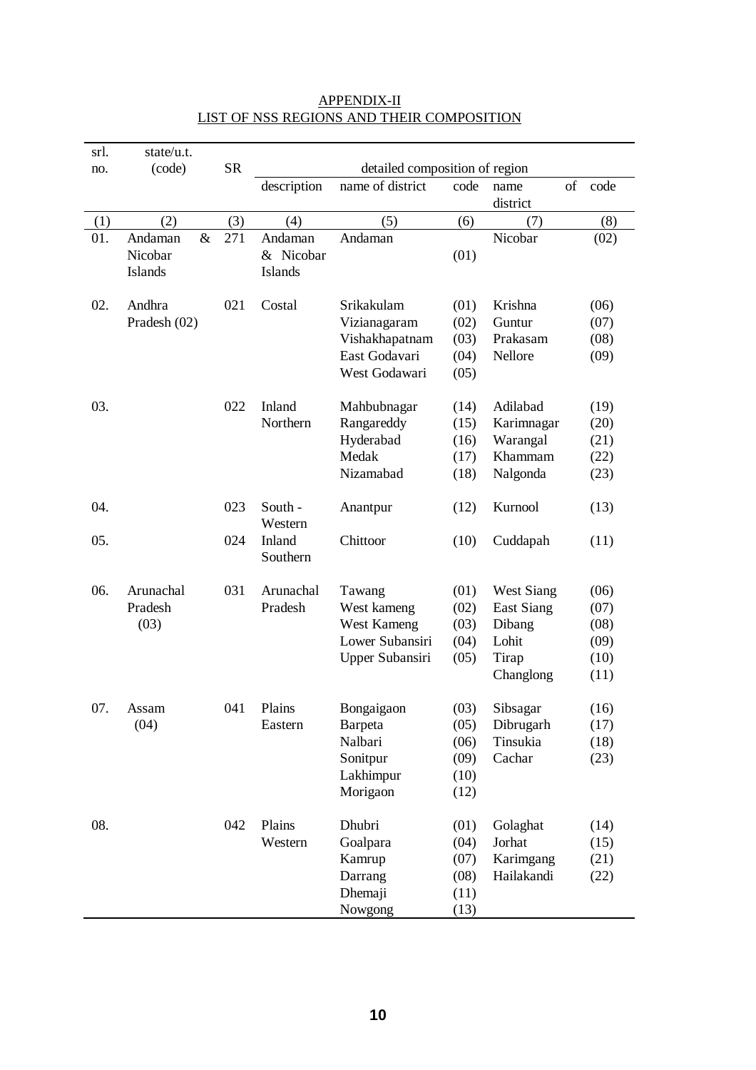# APPENDIX-II

## LIST OF NSS REGIONS AND THEIR COMPOSITION

| srl. no. | state/u.t. (code) | SR | detailed composition of region | | | | |
|---|---|---|---|---|---|---|---|
| | | | description | name of district | code | name of district | code |
| (1) | (2) | (3) | (4) | (5) | (6) | (7) | (8) |
| 01. | Andaman & Nicobar Islands | 271 | Andaman & Nicobar Islands | Andaman | (01) | Nicobar | (02) |
| 02. | Andhra Pradesh (02) | 021 | Costal | Srikakulam | (01) | Krishna | (06) |
| | | | | Vizianagaram | (02) | Guntur | (07) |
| | | | | Vishakhapatnam | (03) | Prakasam | (08) |
| | | | | East Godavari | (04) | Nellore | (09) |
| | | | | West Godawari | (05) | | |
| 03. | | 022 | Inland Northern | Mahbubnagar | (14) | Adilabad | (19) |
| | | | | Rangareddy | (15) | Karimnagar | (20) |
| | | | | Hyderabad | (16) | Warangal | (21) |
| | | | | Medak | (17) | Khammam | (22) |
| | | | | Nizamabad | (18) | Nalgonda | (23) |
| 04. | | 023 | South - Western | Anantpur | (12) | Kurnool | (13) |
| 05. | | 024 | Inland Southern | Chittoor | (10) | Cuddapah | (11) |
| 06. | Arunachal Pradesh (03) | 031 | Arunachal Pradesh | Tawang | (01) | West Siang | (06) |
| | | | | West kameng | (02) | East Siang | (07) |
| | | | | West Kameng | (03) | Dibang | (08) |
| | | | | Lower Subansiri | (04) | Lohit | (09) |
| | | | | Upper Subansiri | (05) | Tirap | (10) |
| | | | | | | Changlong | (11) |
| 07. | Assam (04) | 041 | Plains Eastern | Bongaigaon | (03) | Sibsagar | (16) |
| | | | | Barpeta | (05) | Dibrugarh | (17) |
| | | | | Nalbari | (06) | Tinsukia | (18) |
| | | | | Sonitpur | (09) | Cachar | (23) |
| | | | | Lakhimpur | (10) | | |
| | | | | Morigaon | (12) | | |
| 08. | | 042 | Plains Western | Dhubri | (01) | Golaghat | (14) |
| | | | | Goalpara | (04) | Jorhat | (15) |
| | | | | Kamrup | (07) | Karimgang | (21) |
| | | | | Darrang | (08) | Hailakandi | (22) |
| | | | | Dhemaji | (11) | | |
| | | | | Nowgong | (13) | | |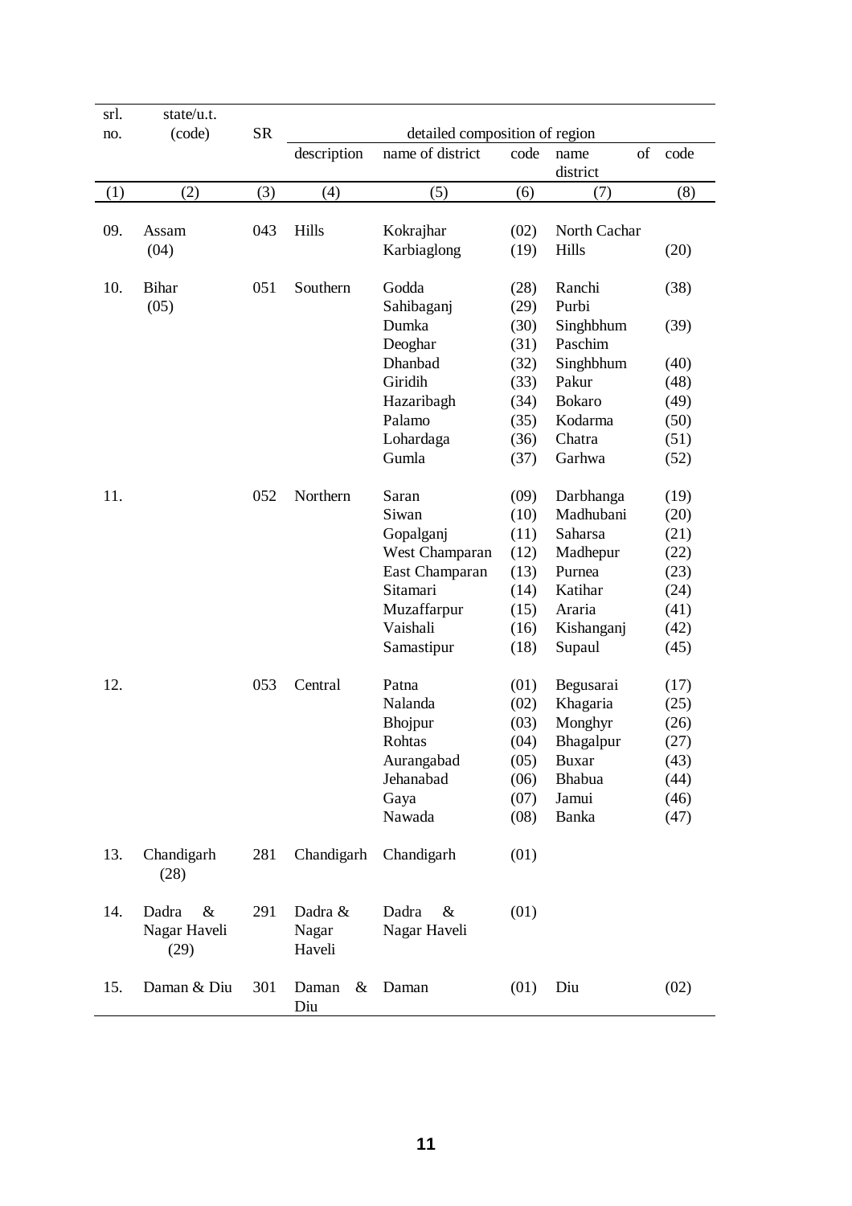| srl. no. | state/u.t. (code) | SR | detailed composition of region | | | | |
|---|---|---|---|---|---|---|---|
| | | | description | name of district | code | name of district | code |
| (1) | (2) | (3) | (4) | (5) | (6) | (7) | (8) |
| 09. | Assam (04) | 043 | Hills | Kokrajhar | (02) | North Cachar Hills | (20) |
| | | | | Karbiaglong | (19) | | |
| 10. | Bihar (05) | 051 | Southern | Godda | (28) | Ranchi | (38) |
| | | | | Sahibaganj | (29) | Purbi Singhbhum | (39) |
| | | | | Dumka | (30) | Paschim Singhbhum | (40) |
| | | | | Deoghar | (31) | Pakur | (48) |
| | | | | Dhanbad | (32) | Bokaro | (49) |
| | | | | Giridih | (33) | Kodarma | (50) |
| | | | | Hazaribagh | (34) | Chatra | (51) |
| | | | | Palamo | (35) | Garhwa | (52) |
| | | | | Lohardaga | (36) | | |
| | | | | Gumla | (37) | | |
| 11. | | 052 | Northern | Saran | (09) | Darbhanga | (19) |
| | | | | Siwan | (10) | Madhubani | (20) |
| | | | | Gopalganj | (11) | Saharsa | (21) |
| | | | | West Champaran | (12) | Madhepur | (22) |
| | | | | East Champaran | (13) | Purnea | (23) |
| | | | | Sitamari | (14) | Katihar | (24) |
| | | | | Muzaffarpur | (15) | Araria | (41) |
| | | | | Vaishali | (16) | Kishanganj | (42) |
| | | | | Samastipur | (18) | Supaul | (45) |
| 12. | | 053 | Central | Patna | (01) | Begusarai | (17) |
| | | | | Nalanda | (02) | Khagaria | (25) |
| | | | | Bhojpur | (03) | Monghyr | (26) |
| | | | | Rohtas | (04) | Bhagalpur | (27) |
| | | | | Aurangabad | (05) | Buxar | (43) |
| | | | | Jehanabad | (06) | Bhabua | (44) |
| | | | | Gaya | (07) | Jamui | (46) |
| | | | | Nawada | (08) | Banka | (47) |
| 13. | Chandigarh (28) | 281 | Chandigarh | Chandigarh | (01) | | |
| 14. | Dadra & Nagar Haveli (29) | 291 | Dadra & Nagar Haveli | Dadra & Nagar Haveli | (01) | | |
| 15. | Daman & Diu | 301 | Daman & Diu | Daman | (01) | Diu | (02) |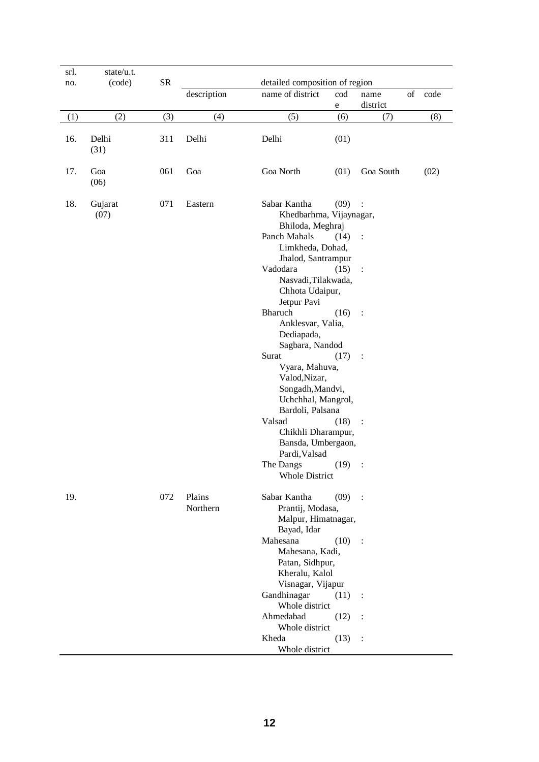| srl. no. | state/u.t. (code) | SR | detailed composition of region | | | | |
|---|---|---|---|---|---|---|---|
| | | | description | name of district | code | name of district | code |
| (1) | (2) | (3) | (4) | (5) | (6) | (7) | (8) |
| 16. | Delhi (31) | 311 | Delhi | Delhi | (01) | | |
| 17. | Goa (06) | 061 | Goa | Goa North | (01) | Goa South | (02) |
| 18. | Gujarat (07) | 071 | Eastern | Sabar Kantha | (09) | : | |
| | | | | Khedbarhma, Vijaynagar, Bhiloda, Meghraj | | | |
| | | | | Panch Mahals | (14) | : | |
| | | | | Limkheda, Dohad, Jhalod, Santrampur | | | |
| | | | | Vadodara | (15) | : | |
| | | | | Nasvadi,Tilakwada, Chhota Udaipur, Jetpur Pavi | | | |
| | | | | Bharuch | (16) | : | |
| | | | | Anklesvar, Valia, Dediapada, Sagbara, Nandod | | | |
| | | | | Surat | (17) | : | |
| | | | | Vyara, Mahuva, Valod,Nizar, Songadh,Mandvi, Uchchhal, Mangrol, Bardoli, Palsana | | | |
| | | | | Valsad | (18) | : | |
| | | | | Chikhli Dharampur, Bansda, Umbergaon, Pardi,Valsad | | | |
| | | | | The Dangs | (19) | : | |
| | | | | Whole District | | | |
| 19. | | 072 | Plains Northern | Sabar Kantha | (09) | : | |
| | | | | Prantij, Modasa, Malpur, Himatnagar, Bayad, Idar | | | |
| | | | | Mahesana | (10) | : | |
| | | | | Mahesana, Kadi, Patan, Sidhpur, Kheralu, Kalol Visnagar, Vijapur | | | |
| | | | | Gandhinagar | (11) | : | |
| | | | | Whole district | | | |
| | | | | Ahmedabad | (12) | : | |
| | | | | Whole district | | | |
| | | | | Kheda | (13) | : | |
| | | | | Whole district | | | |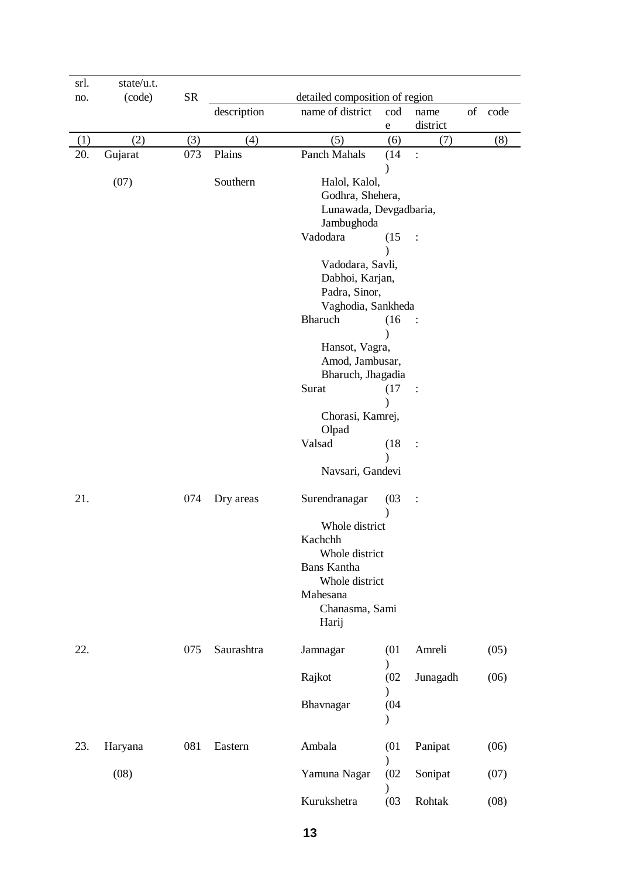| srl. no. | state/u.t. (code) | SR | detailed composition of region | | | | |
|---|---|---|---|---|---|---|---|
| | | | description | name of district | code | name of district | code |
| (1) | (2) | (3) | (4) | (5) | (6) | (7) | (8) |
| 20. | Gujarat (07) | 073 | Plains Southern | Panch Mahals | (14) | : | |
| | | | | Halol, Kalol, Godhra, Shehera, Lunawada, Devgadbaria, Jambughoda | | | |
| | | | | Vadodara | (15) | : | |
| | | | | Vadodara, Savli, Dabhoi, Karjan, Padra, Sinor, Vaghodia, Sankheda | | | |
| | | | | Bharuch | (16) | : | |
| | | | | Hansot, Vagra, Amod, Jambusar, Bharuch, Jhagadia | | | |
| | | | | Surat | (17) | : | |
| | | | | Chorasi, Kamrej, Olpad | | | |
| | | | | Valsad | (18) | : | |
| | | | | Navsari, Gandevi | | | |
| 21. | | 074 | Dry areas | Surendranagar | (03) | : | |
| | | | | Whole district | | | |
| | | | | Kachchh | | | |
| | | | | Whole district | | | |
| | | | | Bans Kantha | | | |
| | | | | Whole district | | | |
| | | | | Mahesana | | | |
| | | | | Chanasma, Sami Harij | | | |
| 22. | | 075 | Saurashtra | Jamnagar | (01) | Amreli | (05) |
| | | | | Rajkot | (02) | Junagadh | (06) |
| | | | | Bhavnagar | (04) | | |
| 23. | Haryana (08) | 081 | Eastern | Ambala | (01) | Panipat | (06) |
| | | | | Yamuna Nagar | (02) | Sonipat | (07) |
| | | | | Kurukshetra | (03 | Rohtak | (08) |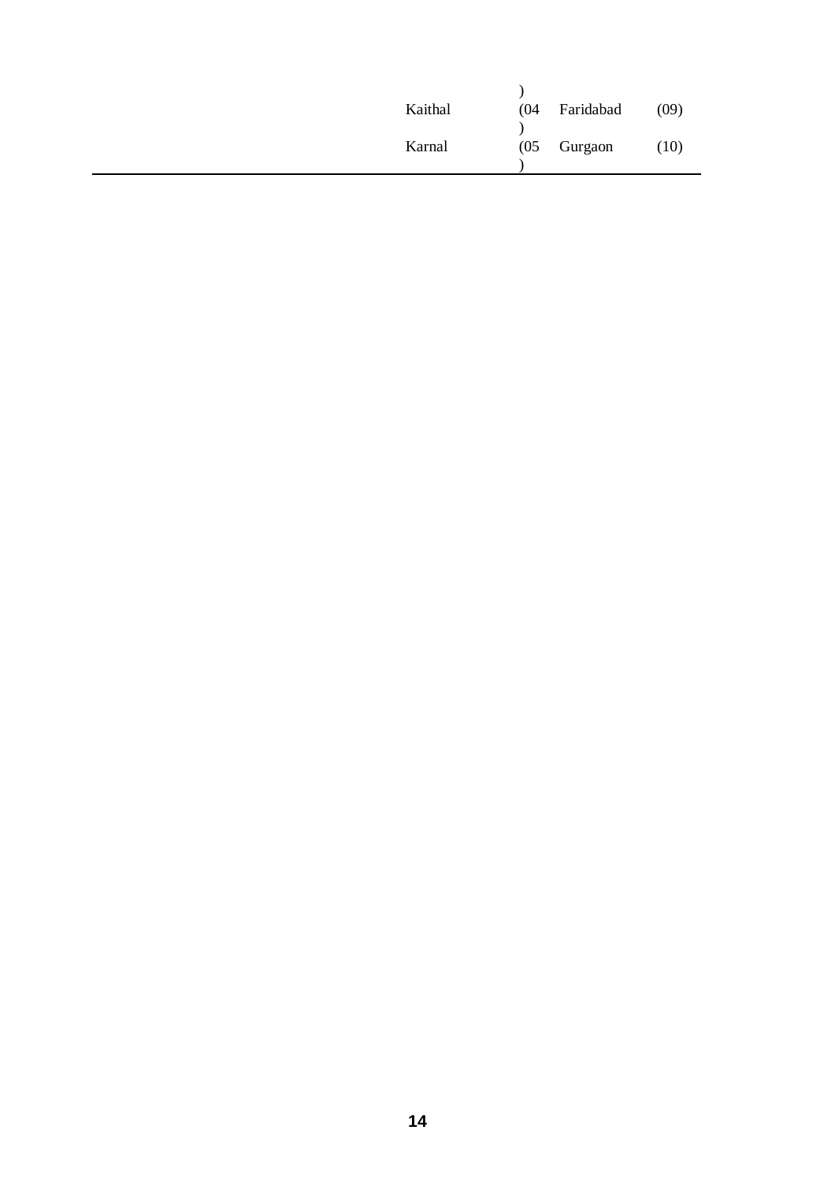| | | | |
|---|---|---|---|
| Kaithal | (04) | Faridabad | (09) |
| Karnal | (05) | Gurgaon | (10) |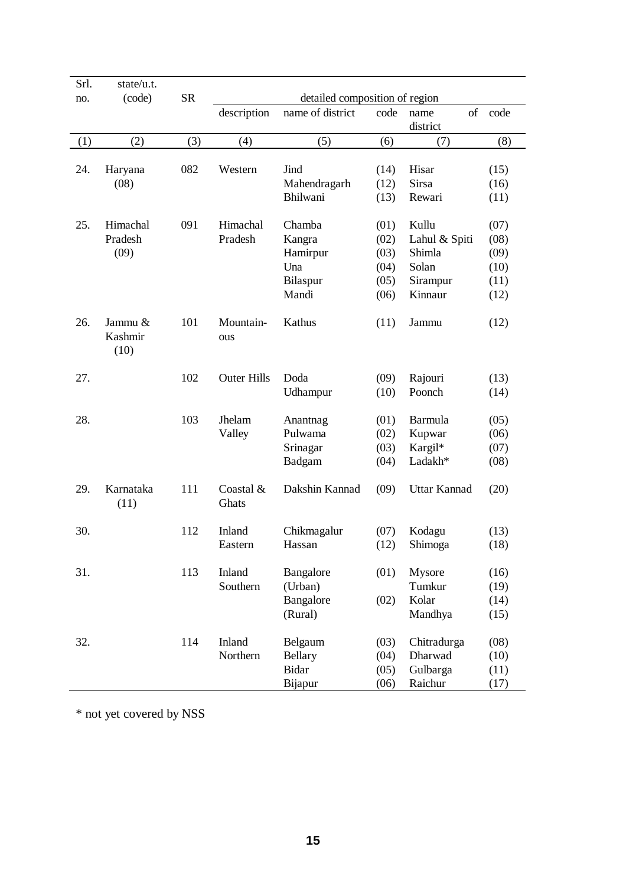| Srl. no. | state/u.t. (code) | SR | detailed composition of region | | | | |
|---|---|---|---|---|---|---|---|
| | | | description | name of district | code | name of district | code |
| (1) | (2) | (3) | (4) | (5) | (6) | (7) | (8) |
| 24. | Haryana (08) | 082 | Western | Jind | (14) | Hisar | (15) |
| | | | | Mahendragarh | (12) | Sirsa | (16) |
| | | | | Bhilwani | (13) | Rewari | (11) |
| 25. | Himachal Pradesh (09) | 091 | Himachal Pradesh | Chamba | (01) | Kullu | (07) |
| | | | | Kangra | (02) | Lahul & Spiti | (08) |
| | | | | Hamirpur | (03) | Shimla | (09) |
| | | | | Una | (04) | Solan | (10) |
| | | | | Bilaspur | (05) | Sirampur | (11) |
| | | | | Mandi | (06) | Kinnaur | (12) |
| 26. | Jammu & Kashmir (10) | 101 | Mountain-ous | Kathus | (11) | Jammu | (12) |
| 27. | | 102 | Outer Hills | Doda | (09) | Rajouri | (13) |
| | | | | Udhampur | (10) | Poonch | (14) |
| 28. | | 103 | Jhelam Valley | Anantnag | (01) | Barmula | (05) |
| | | | | Pulwama | (02) | Kupwar | (06) |
| | | | | Srinagar | (03) | Kargil* | (07) |
| | | | | Badgam | (04) | Ladakh* | (08) |
| 29. | Karnataka (11) | 111 | Coastal & Ghats | Dakshin Kannad | (09) | Uttar Kannad | (20) |
| 30. | | 112 | Inland Eastern | Chikmagalur | (07) | Kodagu | (13) |
| | | | | Hassan | (12) | Shimoga | (18) |
| 31. | | 113 | Inland Southern | Bangalore (Urban) | (01) | Mysore | (16) |
| | | | | | | Tumkur | (19) |
| | | | | Bangalore (Rural) | (02) | Kolar | (14) |
| | | | | | | Mandhya | (15) |
| 32. | | 114 | Inland Northern | Belgaum | (03) | Chitradurga | (08) |
| | | | | Bellary | (04) | Dharwad | (10) |
| | | | | Bidar | (05) | Gulbarga | (11) |
| | | | | Bijapur | (06) | Raichur | (17) |

* not yet covered by NSS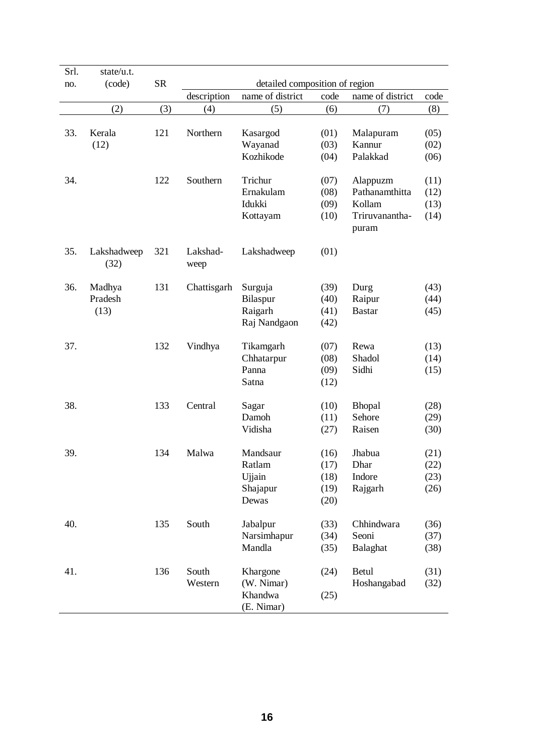| Srl. no. | state/u.t. (code) | SR | detailed composition of region | | | | |
|---|---|---|---|---|---|---|---|
| | | | description | name of district | code | name of district | code |
| | (2) | (3) | (4) | (5) | (6) | (7) | (8) |
| 33. | Kerala (12) | 121 | Northern | Kasargod | (01) | Malapuram | (05) |
| | | | | Wayanad | (03) | Kannur | (02) |
| | | | | Kozhikode | (04) | Palakkad | (06) |
| 34. | | 122 | Southern | Trichur | (07) | Alappuzm | (11) |
| | | | | Ernakulam | (08) | Pathanamthitta | (12) |
| | | | | Idukki | (09) | Kollam | (13) |
| | | | | Kottayam | (10) | Triruvanantha-puram | (14) |
| 35. | Lakshadweep (32) | 321 | Lakshad-weep | Lakshadweep | (01) | | |
| 36. | Madhya Pradesh (13) | 131 | Chattisgarh | Surguja | (39) | Durg | (43) |
| | | | | Bilaspur | (40) | Raipur | (44) |
| | | | | Raigarh | (41) | Bastar | (45) |
| | | | | Raj Nandgaon | (42) | | |
| 37. | | 132 | Vindhya | Tikamgarh | (07) | Rewa | (13) |
| | | | | Chhatarpur | (08) | Shadol | (14) |
| | | | | Panna | (09) | Sidhi | (15) |
| | | | | Satna | (12) | | |
| 38. | | 133 | Central | Sagar | (10) | Bhopal | (28) |
| | | | | Damoh | (11) | Sehore | (29) |
| | | | | Vidisha | (27) | Raisen | (30) |
| 39. | | 134 | Malwa | Mandsaur | (16) | Jhabua | (21) |
| | | | | Ratlam | (17) | Dhar | (22) |
| | | | | Ujjain | (18) | Indore | (23) |
| | | | | Shajapur | (19) | Rajgarh | (26) |
| | | | | Dewas | (20) | | |
| 40. | | 135 | South | Jabalpur | (33) | Chhindwara | (36) |
| | | | | Narsimhapur | (34) | Seoni | (37) |
| | | | | Mandla | (35) | Balaghat | (38) |
| 41. | | 136 | South Western | Khargone (W. Nimar) | (24) | Betul | (31) |
| | | | | Khandwa (E. Nimar) | (25) | Hoshangabad | (32) |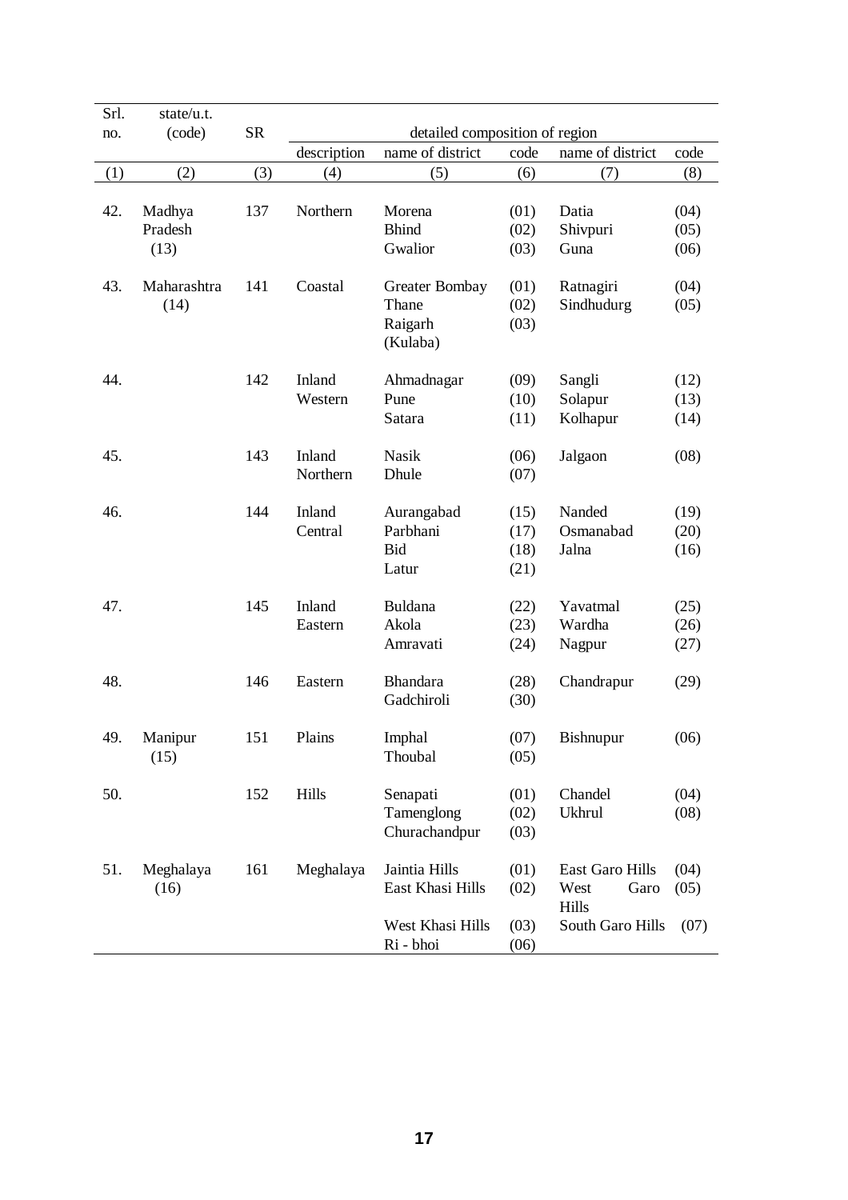| Srl. no. | state/u.t. (code) | SR | detailed composition of region | | | | |
|---|---|---|---|---|---|---|---|
| | | | description | name of district | code | name of district | code |
| (1) | (2) | (3) | (4) | (5) | (6) | (7) | (8) |
| 42. | Madhya Pradesh (13) | 137 | Northern | Morena<br>Bhind<br>Gwalior | (01)<br>(02)<br>(03) | Datia<br>Shivpuri<br>Guna | (04)<br>(05)<br>(06) |
| 43. | Maharashtra (14) | 141 | Coastal | Greater Bombay<br>Thane<br>Raigarh (Kulaba) | (01)<br>(02)<br>(03) | Ratnagiri<br>Sindhudurg | (04)<br>(05) |
| 44. | | 142 | Inland Western | Ahmadnagar<br>Pune<br>Satara | (09)<br>(10)<br>(11) | Sangli<br>Solapur<br>Kolhapur | (12)<br>(13)<br>(14) |
| 45. | | 143 | Inland Northern | Nasik<br>Dhule | (06)<br>(07) | Jalgaon | (08) |
| 46. | | 144 | Inland Central | Aurangabad<br>Parbhani<br>Bid<br>Latur | (15)<br>(17)<br>(18)<br>(21) | Nanded<br>Osmanabad<br>Jalna | (19)<br>(20)<br>(16) |
| 47. | | 145 | Inland Eastern | Buldana<br>Akola<br>Amravati | (22)<br>(23)<br>(24) | Yavatmal<br>Wardha<br>Nagpur | (25)<br>(26)<br>(27) |
| 48. | | 146 | Eastern | Bhandara<br>Gadchiroli | (28)<br>(30) | Chandrapur | (29) |
| 49. | Manipur (15) | 151 | Plains | Imphal<br>Thoubal | (07)<br>(05) | Bishnupur | (06) |
| 50. | | 152 | Hills | Senapati<br>Tamenglong<br>Churachandpur | (01)<br>(02)<br>(03) | Chandel<br>Ukhrul | (04)<br>(08) |
| 51. | Meghalaya (16) | 161 | Meghalaya | Jaintia Hills<br>East Khasi Hills<br>West Khasi Hills<br>Ri - bhoi | (01)<br>(02)<br>(03)<br>(06) | East Garo Hills<br>West Garo Hills<br>South Garo Hills | (04)<br>(05)<br>(07) |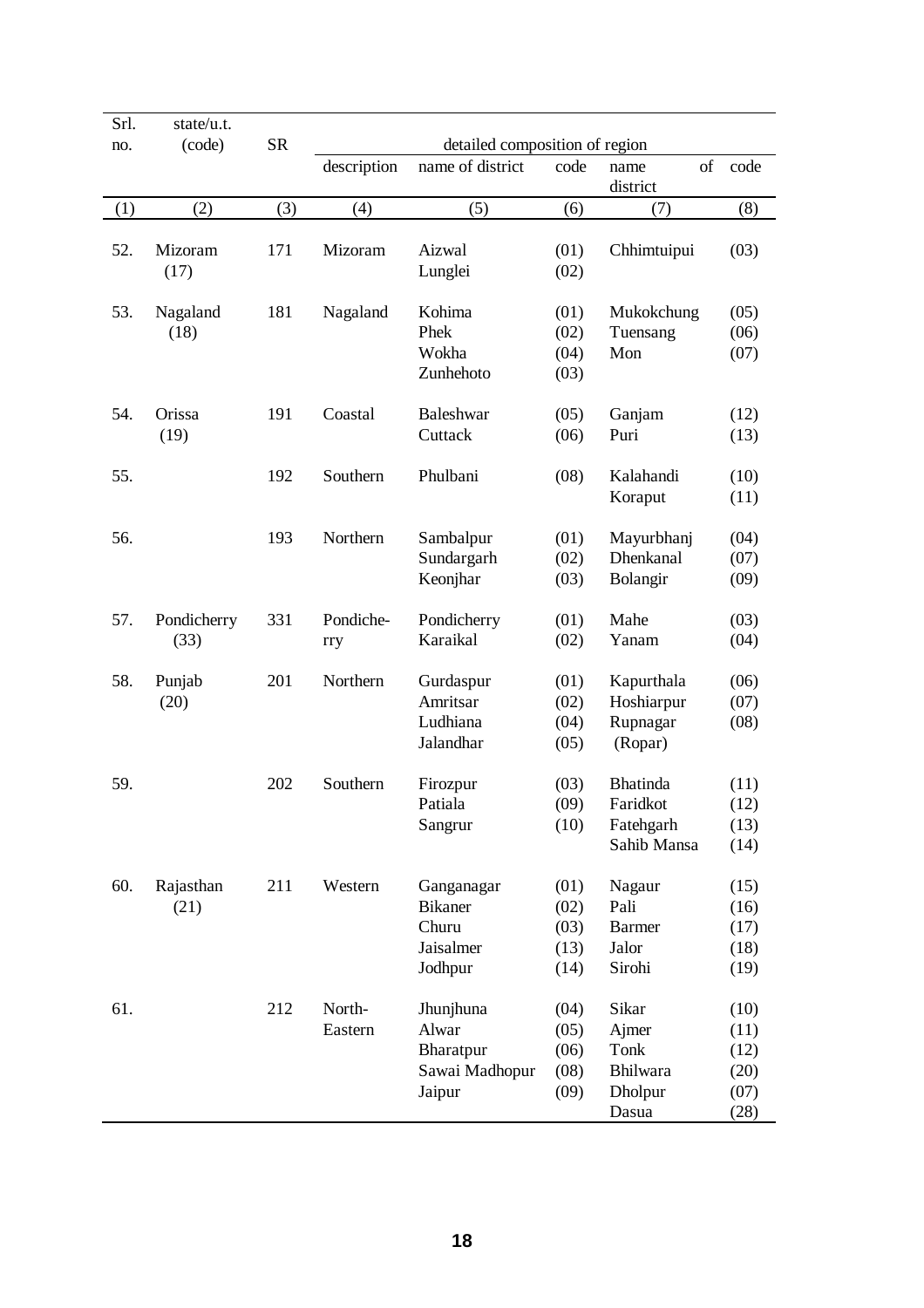| Srl. no. | state/u.t. (code) | SR | detailed composition of region | | | | |
|---|---|---|---|---|---|---|---|
| | | | description | name of district | code | name of district | code |
| (1) | (2) | (3) | (4) | (5) | (6) | (7) | (8) |
| 52. | Mizoram (17) | 171 | Mizoram | Aizwal | (01) | Chhimtuipui | (03) |
| | | | | Lunglei | (02) | | |
| 53. | Nagaland (18) | 181 | Nagaland | Kohima | (01) | Mukokchung | (05) |
| | | | | Phek | (02) | Tuensang | (06) |
| | | | | Wokha | (04) | Mon | (07) |
| | | | | Zunhehoto | (03) | | |
| 54. | Orissa (19) | 191 | Coastal | Baleshwar | (05) | Ganjam | (12) |
| | | | | Cuttack | (06) | Puri | (13) |
| 55. | | 192 | Southern | Phulbani | (08) | Kalahandi | (10) |
| | | | | | | Koraput | (11) |
| 56. | | 193 | Northern | Sambalpur | (01) | Mayurbhanj | (04) |
| | | | | Sundargarh | (02) | Dhenkanal | (07) |
| | | | | Keonjhar | (03) | Bolangir | (09) |
| 57. | Pondicherry (33) | 331 | Pondiche-rry | Pondicherry | (01) | Mahe | (03) |
| | | | | Karaikal | (02) | Yanam | (04) |
| 58. | Punjab (20) | 201 | Northern | Gurdaspur | (01) | Kapurthala | (06) |
| | | | | Amritsar | (02) | Hoshiarpur | (07) |
| | | | | Ludhiana | (04) | Rupnagar (Ropar) | (08) |
| | | | | Jalandhar | (05) | | |
| 59. | | 202 | Southern | Firozpur | (03) | Bhatinda | (11) |
| | | | | Patiala | (09) | Faridkot | (12) |
| | | | | Sangrur | (10) | Fatehgarh | (13) |
| | | | | | | Sahib Mansa | (14) |
| 60. | Rajasthan (21) | 211 | Western | Ganganagar | (01) | Nagaur | (15) |
| | | | | Bikaner | (02) | Pali | (16) |
| | | | | Churu | (03) | Barmer | (17) |
| | | | | Jaisalmer | (13) | Jalor | (18) |
| | | | | Jodhpur | (14) | Sirohi | (19) |
| 61. | | 212 | North-Eastern | Jhunjhuna | (04) | Sikar | (10) |
| | | | | Alwar | (05) | Ajmer | (11) |
| | | | | Bharatpur | (06) | Tonk | (12) |
| | | | | Sawai Madhopur | (08) | Bhilwara | (20) |
| | | | | Jaipur | (09) | Dholpur | (07) |
| | | | | | | Dasua | (28) |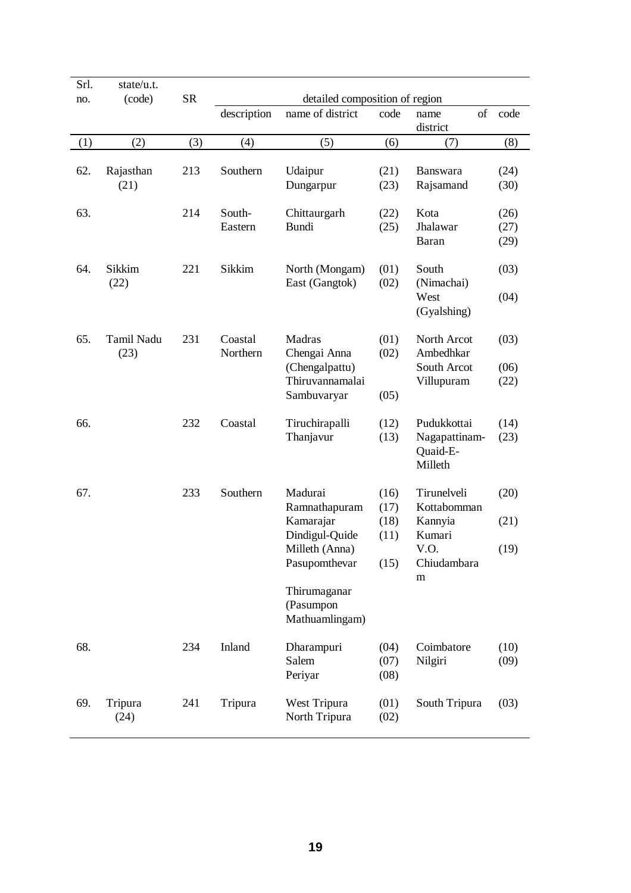| Srl. no. | state/u.t. (code) | SR | detailed composition of region | | | | |
|---|---|---|---|---|---|---|---|
| | | | description | name of district | code | name of district | code |
| (1) | (2) | (3) | (4) | (5) | (6) | (7) | (8) |
| 62. | Rajasthan (21) | 213 | Southern | Udaipur<br>Dungarpur | (21)<br>(23) | Banswara<br>Rajsamand | (24)<br>(30) |
| 63. | | 214 | South-Eastern | Chittaurgarh<br>Bundi | (22)<br>(25) | Kota<br>Jhalawar<br>Baran | (26)<br>(27)<br>(29) |
| 64. | Sikkim (22) | 221 | Sikkim | North (Mongam)<br>East (Gangtok) | (01)<br>(02) | South (Nimachai)<br>West (Gyalshing) | (03)<br>(04) |
| 65. | Tamil Nadu (23) | 231 | Coastal Northern | Madras<br>Chengai Anna (Chengalpattu)<br>Thiruvannamalai Sambuvaryar | (01)<br>(02)<br>(05) | North Arcot Ambedhkar<br>South Arcot Villupuram | (03)<br>(06)<br>(22) |
| 66. | | 232 | Coastal | Tiruchirapalli<br>Thanjavur | (12)<br>(13) | Pudukkottai<br>Nagapattinam-Quaid-E-Milleth | (14)<br>(23) |
| 67. | | 233 | Southern | Madurai<br>Ramnathapuram<br>Kamarajar<br>Dindigul-Quide Milleth (Anna)<br>Pasupomthevar Thirumaganar (Pasumpon Mathuamlingam) | (16)<br>(17)<br>(18)<br>(11)<br>(15) | Tirunelveli Kottabomman<br>Kannyia Kumari<br>V.O. Chiudambaram | (20)<br>(21)<br>(19) |
| 68. | | 234 | Inland | Dharampuri<br>Salem<br>Periyar | (04)<br>(07)<br>(08) | Coimbatore<br>Nilgiri | (10)<br>(09) |
| 69. | Tripura (24) | 241 | Tripura | West Tripura<br>North Tripura | (01)<br>(02) | South Tripura | (03) |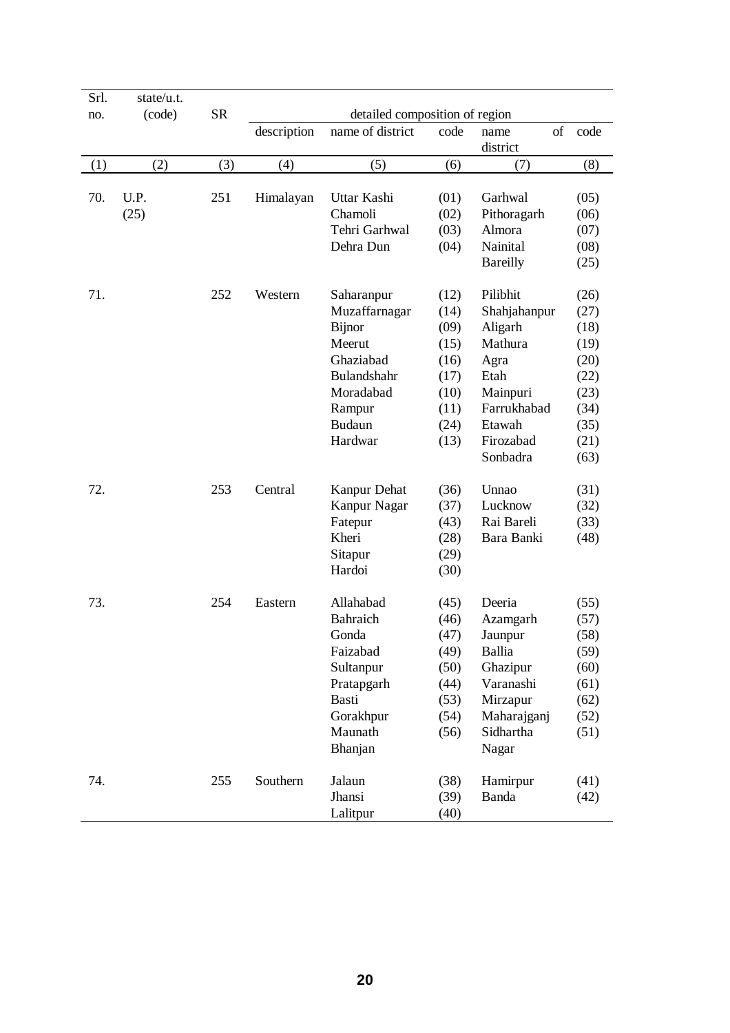| Srl. no. | state/u.t. (code) | SR | detailed composition of region | | | | |
|---|---|---|---|---|---|---|---|
| | | | description | name of district | code | name of district | code |
| (1) | (2) | (3) | (4) | (5) | (6) | (7) | (8) |
| 70. | U.P. (25) | 251 | Himalayan | Uttar Kashi | (01) | Garhwal | (05) |
| | | | | Chamoli | (02) | Pithoragarh | (06) |
| | | | | Tehri Garhwal | (03) | Almora | (07) |
| | | | | Dehra Dun | (04) | Nainital | (08) |
| | | | | | | Bareilly | (25) |
| 71. | | 252 | Western | Saharanpur | (12) | Pilibhit | (26) |
| | | | | Muzaffarnagar | (14) | Shahjahanpur | (27) |
| | | | | Bijnor | (09) | Aligarh | (18) |
| | | | | Meerut | (15) | Mathura | (19) |
| | | | | Ghaziabad | (16) | Agra | (20) |
| | | | | Bulandshahr | (17) | Etah | (22) |
| | | | | Moradabad | (10) | Mainpuri | (23) |
| | | | | Rampur | (11) | Farrukhabad | (34) |
| | | | | Budaun | (24) | Etawah | (35) |
| | | | | Hardwar | (13) | Firozabad | (21) |
| | | | | | | Sonbadra | (63) |
| 72. | | 253 | Central | Kanpur Dehat | (36) | Unnao | (31) |
| | | | | Kanpur Nagar | (37) | Lucknow | (32) |
| | | | | Fatepur | (43) | Rai Bareli | (33) |
| | | | | Kheri | (28) | Bara Banki | (48) |
| | | | | Sitapur | (29) | | |
| | | | | Hardoi | (30) | | |
| 73. | | 254 | Eastern | Allahabad | (45) | Deeria | (55) |
| | | | | Bahraich | (46) | Azamgarh | (57) |
| | | | | Gonda | (47) | Jaunpur | (58) |
| | | | | Faizabad | (49) | Ballia | (59) |
| | | | | Sultanpur | (50) | Ghazipur | (60) |
| | | | | Pratapgarh | (44) | Varanashi | (61) |
| | | | | Basti | (53) | Mirzapur | (62) |
| | | | | Gorakhpur | (54) | Maharajganj | (52) |
| | | | | Maunath Bhanjan | (56) | Sidhartha Nagar | (51) |
| 74. | | 255 | Southern | Jalaun | (38) | Hamirpur | (41) |
| | | | | Jhansi | (39) | Banda | (42) |
| | | | | Lalitpur | (40) | | |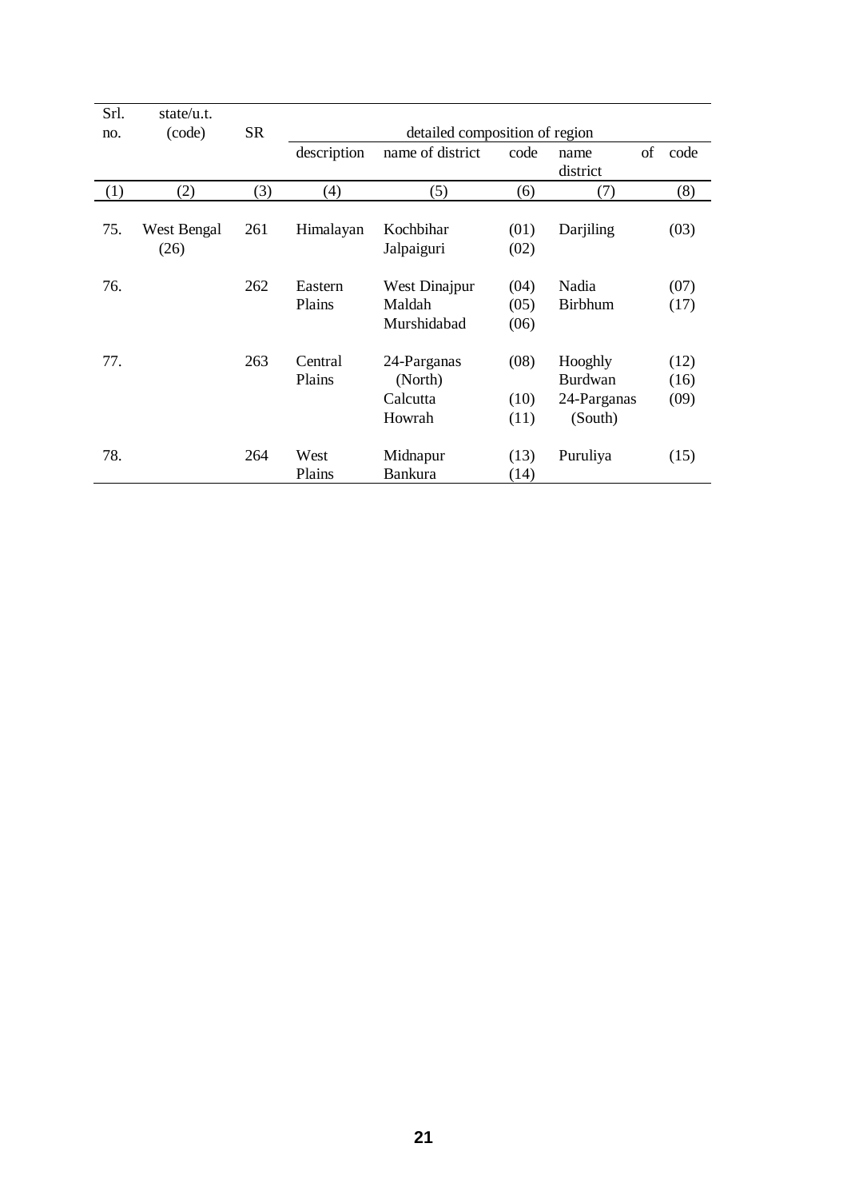| Srl. no. | state/u.t. (code) | SR | detailed composition of region | | | | |
|---|---|---|---|---|---|---|---|
| | | | description | name of district | code | name of district | code |
| (1) | (2) | (3) | (4) | (5) | (6) | (7) | (8) |
| 75. | West Bengal (26) | 261 | Himalayan | Kochbihar<br>Jalpaiguri | (01)<br>(02) | Darjiling | (03) |
| 76. | | 262 | Eastern Plains | West Dinajpur<br>Maldah<br>Murshidabad | (04)<br>(05)<br>(06) | Nadia<br>Birbhum | (07)<br>(17) |
| 77. | | 263 | Central Plains | 24-Parganas (North)<br>Calcutta<br>Howrah | (08)<br>(10)<br>(11) | Hooghly<br>Burdwan<br>24-Parganas (South) | (12)<br>(16)<br>(09) |
| 78. | | 264 | West Plains | Midnapur<br>Bankura | (13)<br>(14) | Puruliya | (15) |